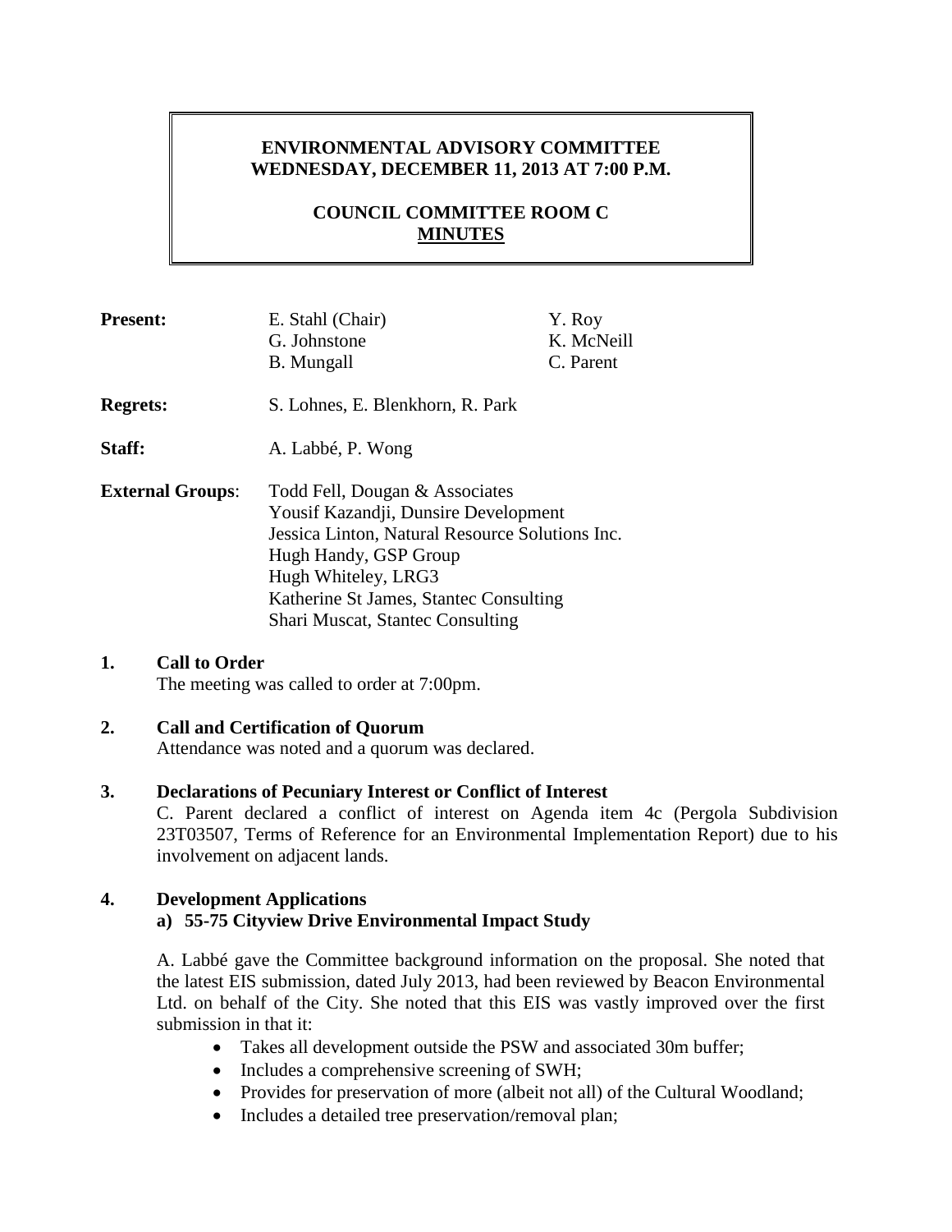**ENVIRONMENTAL ADVISORY COMMITTEE**
**WEDNESDAY, DECEMBER 11, 2013 AT 7:00 P.M.**

**COUNCIL COMMITTEE ROOM C**
**MINUTES**

| | | |
|---|---|---|
| **Present:** | E. Stahl (Chair)<br>G. Johnstone<br>B. Mungall | Y. Roy<br>K. McNeill<br>C. Parent |
| **Regrets:** | S. Lohnes, E. Blenkhorn, R. Park | |
| **Staff:** | A. Labbé, P. Wong | |
| **External Groups**: | Todd Fell, Dougan & Associates<br>Yousif Kazandji, Dunsire Development<br>Jessica Linton, Natural Resource Solutions Inc.<br>Hugh Handy, GSP Group<br>Hugh Whiteley, LRG3<br>Katherine St James, Stantec Consulting<br>Shari Muscat, Stantec Consulting | |

## 1. Call to Order

The meeting was called to order at 7:00pm.

## 2. Call and Certification of Quorum

Attendance was noted and a quorum was declared.

## 3. Declarations of Pecuniary Interest or Conflict of Interest

C. Parent declared a conflict of interest on Agenda item 4c (Pergola Subdivision 23T03507, Terms of Reference for an Environmental Implementation Report) due to his involvement on adjacent lands.

## 4. Development Applications

### a) 55-75 Cityview Drive Environmental Impact Study

A. Labbé gave the Committee background information on the proposal. She noted that the latest EIS submission, dated July 2013, had been reviewed by Beacon Environmental Ltd. on behalf of the City. She noted that this EIS was vastly improved over the first submission in that it:

- Takes all development outside the PSW and associated 30m buffer;
- Includes a comprehensive screening of SWH;
- Provides for preservation of more (albeit not all) of the Cultural Woodland;
- Includes a detailed tree preservation/removal plan;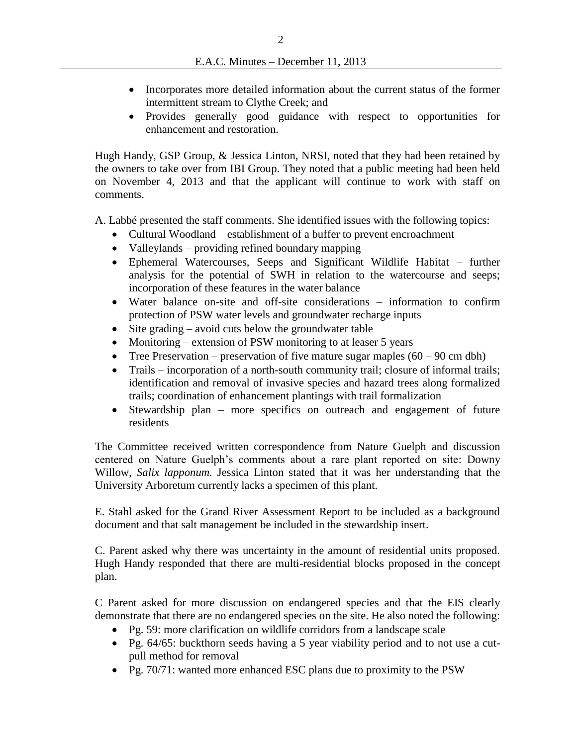- Incorporates more detailed information about the current status of the former intermittent stream to Clythe Creek; and
- Provides generally good guidance with respect to opportunities for enhancement and restoration.

Hugh Handy, GSP Group, & Jessica Linton, NRSI, noted that they had been retained by the owners to take over from IBI Group. They noted that a public meeting had been held on November 4, 2013 and that the applicant will continue to work with staff on comments.

A. Labbé presented the staff comments. She identified issues with the following topics:

- Cultural Woodland – establishment of a buffer to prevent encroachment
- Valleylands – providing refined boundary mapping
- Ephemeral Watercourses, Seeps and Significant Wildlife Habitat – further analysis for the potential of SWH in relation to the watercourse and seeps; incorporation of these features in the water balance
- Water balance on-site and off-site considerations – information to confirm protection of PSW water levels and groundwater recharge inputs
- Site grading – avoid cuts below the groundwater table
- Monitoring – extension of PSW monitoring to at leaser 5 years
- Tree Preservation – preservation of five mature sugar maples (60 – 90 cm dbh)
- Trails – incorporation of a north-south community trail; closure of informal trails; identification and removal of invasive species and hazard trees along formalized trails; coordination of enhancement plantings with trail formalization
- Stewardship plan – more specifics on outreach and engagement of future residents

The Committee received written correspondence from Nature Guelph and discussion centered on Nature Guelph's comments about a rare plant reported on site: Downy Willow, *Salix lapponum.* Jessica Linton stated that it was her understanding that the University Arboretum currently lacks a specimen of this plant.

E. Stahl asked for the Grand River Assessment Report to be included as a background document and that salt management be included in the stewardship insert.

C. Parent asked why there was uncertainty in the amount of residential units proposed. Hugh Handy responded that there are multi-residential blocks proposed in the concept plan.

C Parent asked for more discussion on endangered species and that the EIS clearly demonstrate that there are no endangered species on the site. He also noted the following:

- Pg. 59: more clarification on wildlife corridors from a landscape scale
- Pg. 64/65: buckthorn seeds having a 5 year viability period and to not use a cut-pull method for removal
- Pg. 70/71: wanted more enhanced ESC plans due to proximity to the PSW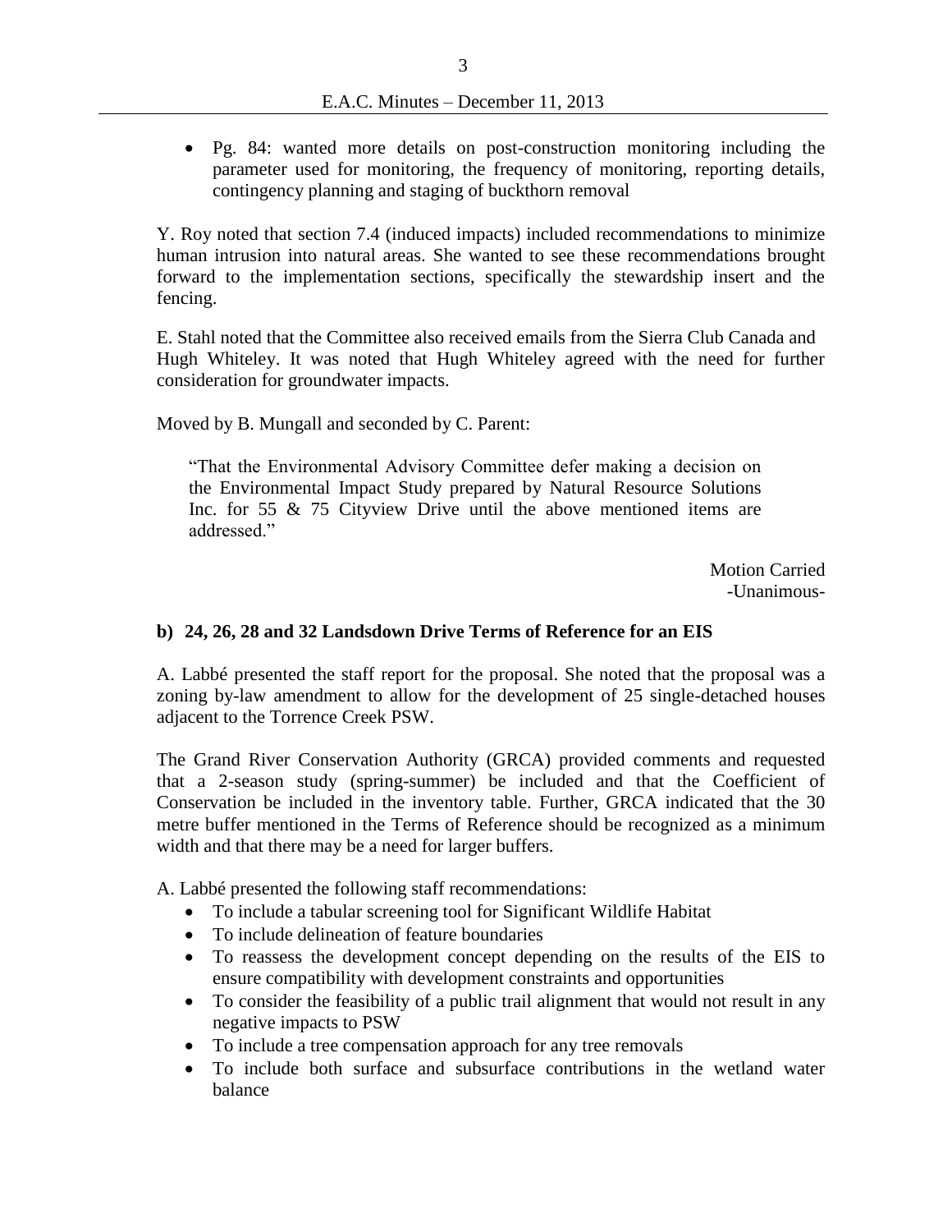- Pg. 84: wanted more details on post-construction monitoring including the parameter used for monitoring, the frequency of monitoring, reporting details, contingency planning and staging of buckthorn removal

Y. Roy noted that section 7.4 (induced impacts) included recommendations to minimize human intrusion into natural areas. She wanted to see these recommendations brought forward to the implementation sections, specifically the stewardship insert and the fencing.

E. Stahl noted that the Committee also received emails from the Sierra Club Canada and Hugh Whiteley. It was noted that Hugh Whiteley agreed with the need for further consideration for groundwater impacts.

Moved by B. Mungall and seconded by C. Parent:

> "That the Environmental Advisory Committee defer making a decision on the Environmental Impact Study prepared by Natural Resource Solutions Inc. for 55 & 75 Cityview Drive until the above mentioned items are addressed."

Motion Carried
-Unanimous-

**b) 24, 26, 28 and 32 Landsdown Drive Terms of Reference for an EIS**

A. Labbé presented the staff report for the proposal. She noted that the proposal was a zoning by-law amendment to allow for the development of 25 single-detached houses adjacent to the Torrence Creek PSW.

The Grand River Conservation Authority (GRCA) provided comments and requested that a 2-season study (spring-summer) be included and that the Coefficient of Conservation be included in the inventory table. Further, GRCA indicated that the 30 metre buffer mentioned in the Terms of Reference should be recognized as a minimum width and that there may be a need for larger buffers.

A. Labbé presented the following staff recommendations:

- To include a tabular screening tool for Significant Wildlife Habitat
- To include delineation of feature boundaries
- To reassess the development concept depending on the results of the EIS to ensure compatibility with development constraints and opportunities
- To consider the feasibility of a public trail alignment that would not result in any negative impacts to PSW
- To include a tree compensation approach for any tree removals
- To include both surface and subsurface contributions in the wetland water balance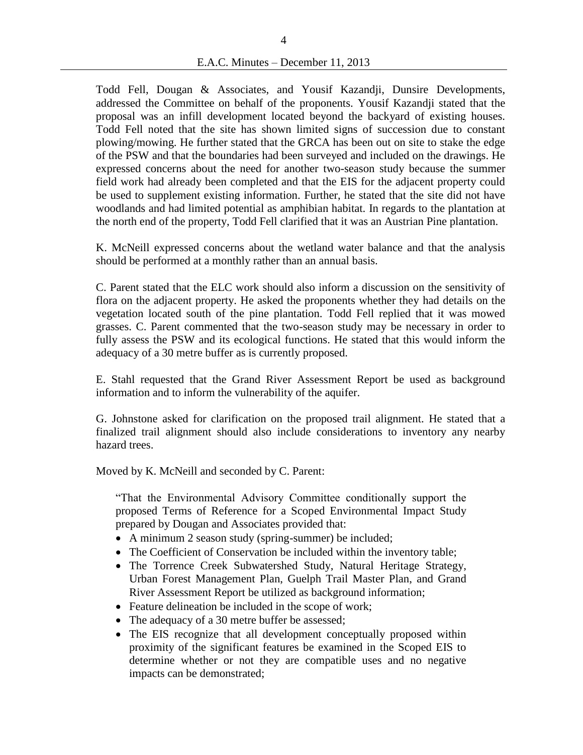Todd Fell, Dougan & Associates, and Yousif Kazandji, Dunsire Developments, addressed the Committee on behalf of the proponents. Yousif Kazandji stated that the proposal was an infill development located beyond the backyard of existing houses. Todd Fell noted that the site has shown limited signs of succession due to constant plowing/mowing. He further stated that the GRCA has been out on site to stake the edge of the PSW and that the boundaries had been surveyed and included on the drawings. He expressed concerns about the need for another two-season study because the summer field work had already been completed and that the EIS for the adjacent property could be used to supplement existing information. Further, he stated that the site did not have woodlands and had limited potential as amphibian habitat. In regards to the plantation at the north end of the property, Todd Fell clarified that it was an Austrian Pine plantation.

K. McNeill expressed concerns about the wetland water balance and that the analysis should be performed at a monthly rather than an annual basis.

C. Parent stated that the ELC work should also inform a discussion on the sensitivity of flora on the adjacent property. He asked the proponents whether they had details on the vegetation located south of the pine plantation. Todd Fell replied that it was mowed grasses. C. Parent commented that the two-season study may be necessary in order to fully assess the PSW and its ecological functions. He stated that this would inform the adequacy of a 30 metre buffer as is currently proposed.

E. Stahl requested that the Grand River Assessment Report be used as background information and to inform the vulnerability of the aquifer.

G. Johnstone asked for clarification on the proposed trail alignment. He stated that a finalized trail alignment should also include considerations to inventory any nearby hazard trees.

Moved by K. McNeill and seconded by C. Parent:

> "That the Environmental Advisory Committee conditionally support the proposed Terms of Reference for a Scoped Environmental Impact Study prepared by Dougan and Associates provided that:
>
> - A minimum 2 season study (spring-summer) be included;
> - The Coefficient of Conservation be included within the inventory table;
> - The Torrence Creek Subwatershed Study, Natural Heritage Strategy, Urban Forest Management Plan, Guelph Trail Master Plan, and Grand River Assessment Report be utilized as background information;
> - Feature delineation be included in the scope of work;
> - The adequacy of a 30 metre buffer be assessed;
> - The EIS recognize that all development conceptually proposed within proximity of the significant features be examined in the Scoped EIS to determine whether or not they are compatible uses and no negative impacts can be demonstrated;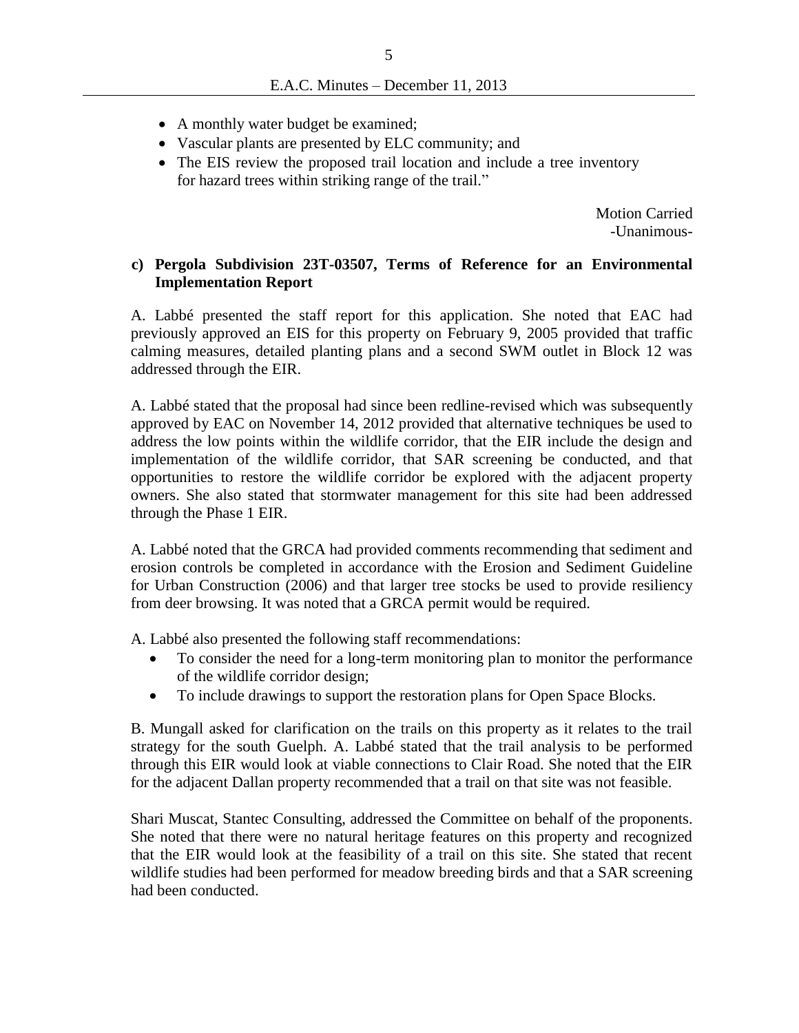- A monthly water budget be examined;
- Vascular plants are presented by ELC community; and
- The EIS review the proposed trail location and include a tree inventory for hazard trees within striking range of the trail."

Motion Carried
-Unanimous-

**c) Pergola Subdivision 23T-03507, Terms of Reference for an Environmental Implementation Report**

A. Labbé presented the staff report for this application. She noted that EAC had previously approved an EIS for this property on February 9, 2005 provided that traffic calming measures, detailed planting plans and a second SWM outlet in Block 12 was addressed through the EIR.

A. Labbé stated that the proposal had since been redline-revised which was subsequently approved by EAC on November 14, 2012 provided that alternative techniques be used to address the low points within the wildlife corridor, that the EIR include the design and implementation of the wildlife corridor, that SAR screening be conducted, and that opportunities to restore the wildlife corridor be explored with the adjacent property owners. She also stated that stormwater management for this site had been addressed through the Phase 1 EIR.

A. Labbé noted that the GRCA had provided comments recommending that sediment and erosion controls be completed in accordance with the Erosion and Sediment Guideline for Urban Construction (2006) and that larger tree stocks be used to provide resiliency from deer browsing. It was noted that a GRCA permit would be required.

A. Labbé also presented the following staff recommendations:

- To consider the need for a long-term monitoring plan to monitor the performance of the wildlife corridor design;
- To include drawings to support the restoration plans for Open Space Blocks.

B. Mungall asked for clarification on the trails on this property as it relates to the trail strategy for the south Guelph. A. Labbé stated that the trail analysis to be performed through this EIR would look at viable connections to Clair Road. She noted that the EIR for the adjacent Dallan property recommended that a trail on that site was not feasible.

Shari Muscat, Stantec Consulting, addressed the Committee on behalf of the proponents. She noted that there were no natural heritage features on this property and recognized that the EIR would look at the feasibility of a trail on this site. She stated that recent wildlife studies had been performed for meadow breeding birds and that a SAR screening had been conducted.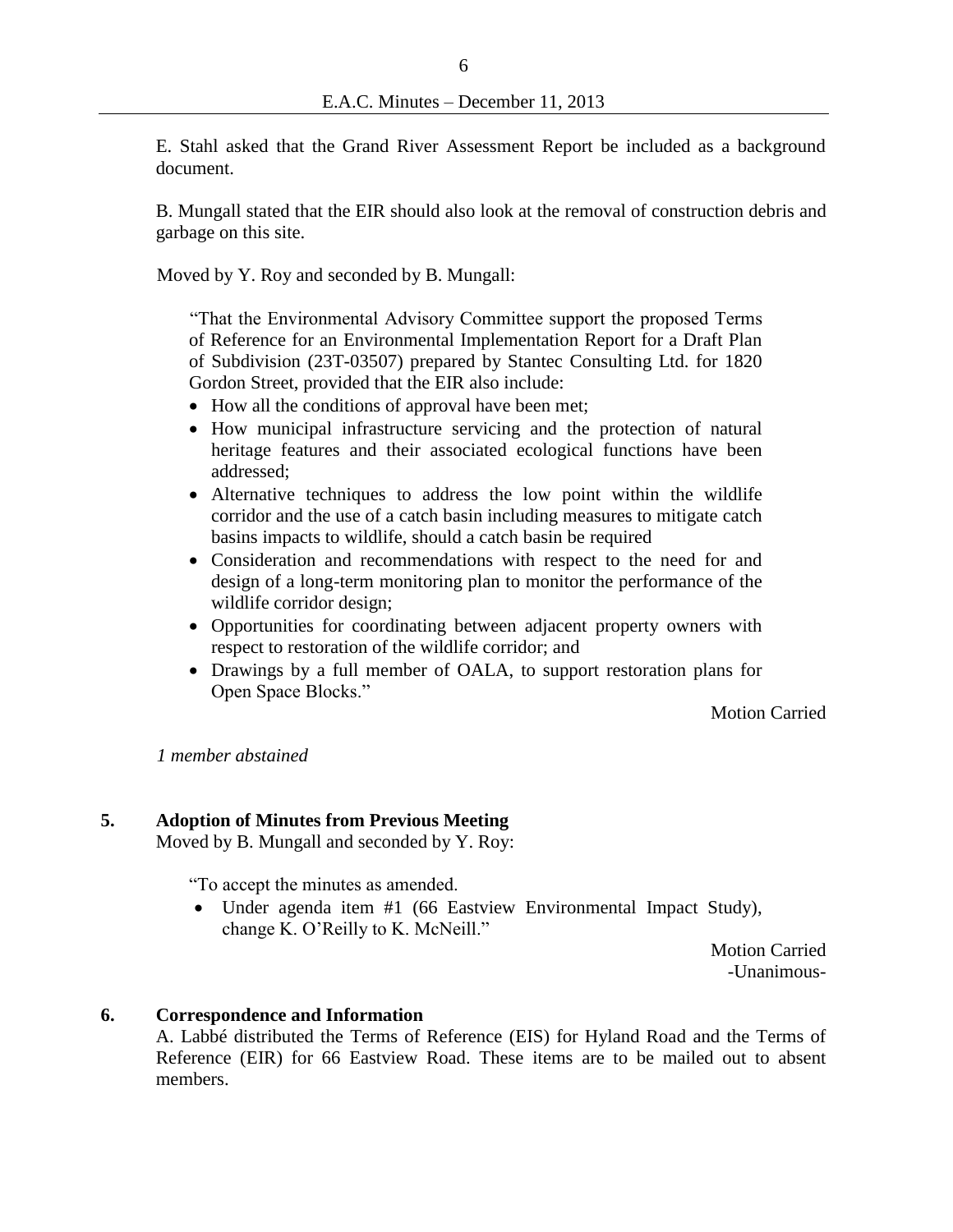E. Stahl asked that the Grand River Assessment Report be included as a background document.

B. Mungall stated that the EIR should also look at the removal of construction debris and garbage on this site.

Moved by Y. Roy and seconded by B. Mungall:

> "That the Environmental Advisory Committee support the proposed Terms of Reference for an Environmental Implementation Report for a Draft Plan of Subdivision (23T-03507) prepared by Stantec Consulting Ltd. for 1820 Gordon Street, provided that the EIR also include:
>
> - How all the conditions of approval have been met;
> - How municipal infrastructure servicing and the protection of natural heritage features and their associated ecological functions have been addressed;
> - Alternative techniques to address the low point within the wildlife corridor and the use of a catch basin including measures to mitigate catch basins impacts to wildlife, should a catch basin be required
> - Consideration and recommendations with respect to the need for and design of a long-term monitoring plan to monitor the performance of the wildlife corridor design;
> - Opportunities for coordinating between adjacent property owners with respect to restoration of the wildlife corridor; and
> - Drawings by a full member of OALA, to support restoration plans for Open Space Blocks."

Motion Carried

*1 member abstained*

## 5. Adoption of Minutes from Previous Meeting

Moved by B. Mungall and seconded by Y. Roy:

> "To accept the minutes as amended.
>
> - Under agenda item #1 (66 Eastview Environmental Impact Study), change K. O'Reilly to K. McNeill."

Motion Carried
-Unanimous-

## 6. Correspondence and Information

A. Labbé distributed the Terms of Reference (EIS) for Hyland Road and the Terms of Reference (EIR) for 66 Eastview Road. These items are to be mailed out to absent members.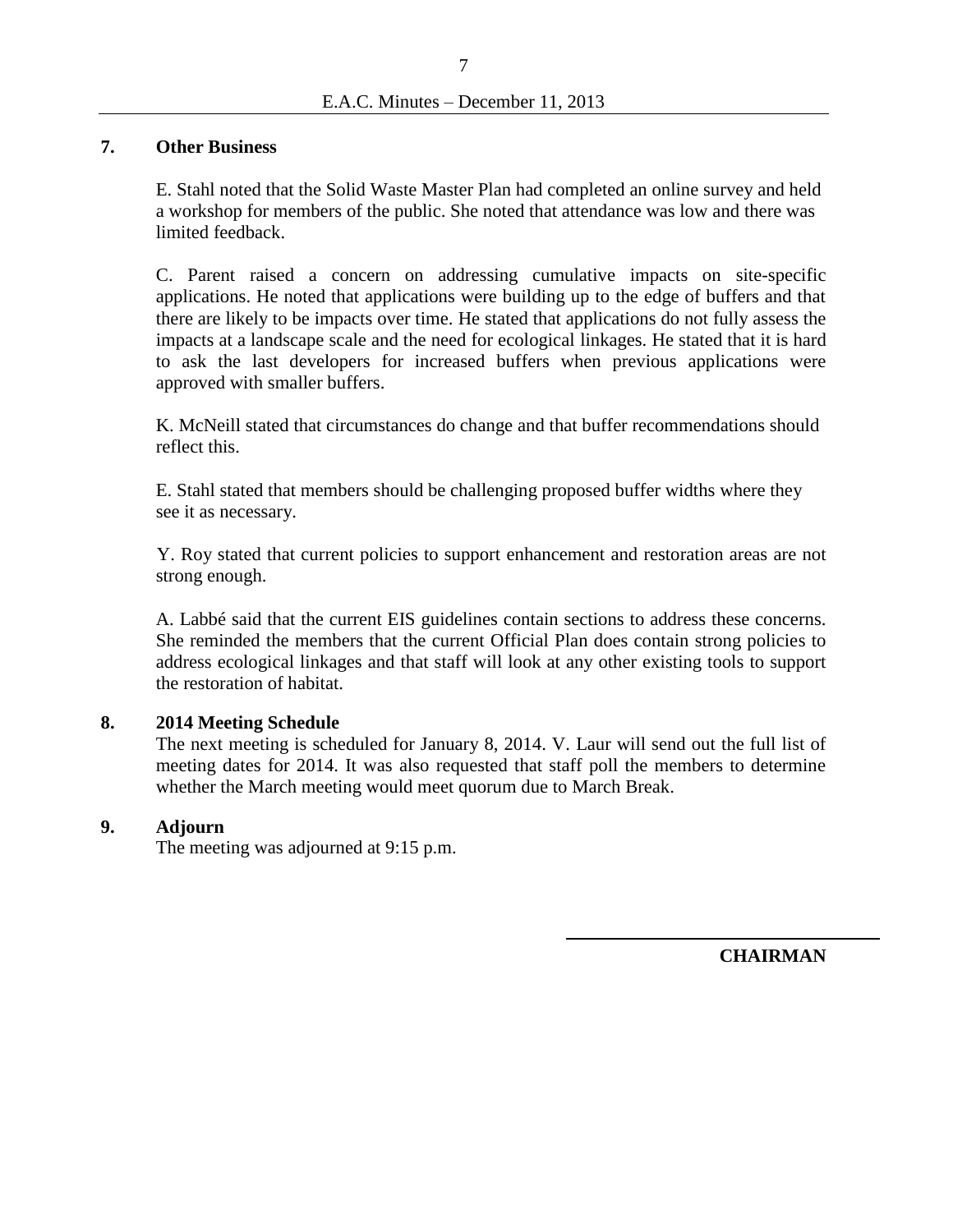## 7. Other Business

E. Stahl noted that the Solid Waste Master Plan had completed an online survey and held a workshop for members of the public. She noted that attendance was low and there was limited feedback.

C. Parent raised a concern on addressing cumulative impacts on site-specific applications. He noted that applications were building up to the edge of buffers and that there are likely to be impacts over time. He stated that applications do not fully assess the impacts at a landscape scale and the need for ecological linkages. He stated that it is hard to ask the last developers for increased buffers when previous applications were approved with smaller buffers.

K. McNeill stated that circumstances do change and that buffer recommendations should reflect this.

E. Stahl stated that members should be challenging proposed buffer widths where they see it as necessary.

Y. Roy stated that current policies to support enhancement and restoration areas are not strong enough.

A. Labbé said that the current EIS guidelines contain sections to address these concerns. She reminded the members that the current Official Plan does contain strong policies to address ecological linkages and that staff will look at any other existing tools to support the restoration of habitat.

## 8. 2014 Meeting Schedule

The next meeting is scheduled for January 8, 2014. V. Laur will send out the full list of meeting dates for 2014. It was also requested that staff poll the members to determine whether the March meeting would meet quorum due to March Break.

## 9. Adjourn

The meeting was adjourned at 9:15 p.m.

**CHAIRMAN**